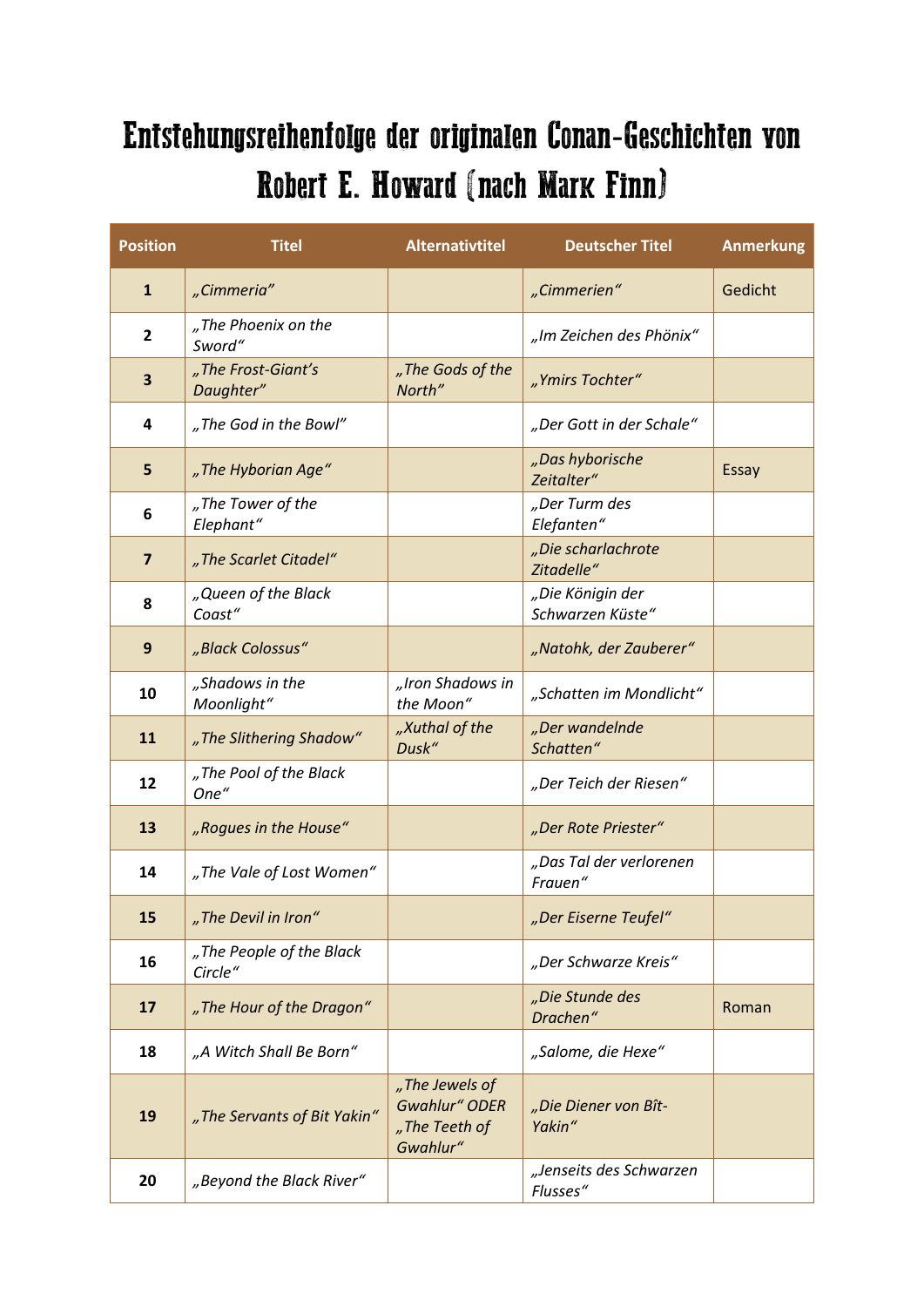# Entstehungsreihenfolge der originalen Conan-Geschichten von Robert E. Howard (nach Mark Finn)

| Position | Titel | Alternativtitel | Deutscher Titel | Anmerkung |
|---|---|---|---|---|
| **1** | *„Cimmeria"* | | *„Cimmerien"* | Gedicht |
| **2** | *„The Phoenix on the Sword"* | | *„Im Zeichen des Phönix"* | |
| **3** | *„The Frost-Giant's Daughter"* | *„The Gods of the North"* | *„Ymirs Tochter"* | |
| **4** | *„The God in the Bowl"* | | *„Der Gott in der Schale"* | |
| **5** | *„The Hyborian Age"* | | *„Das hyborische Zeitalter"* | Essay |
| **6** | *„The Tower of the Elephant"* | | *„Der Turm des Elefanten"* | |
| **7** | *„The Scarlet Citadel"* | | *„Die scharlachrote Zitadelle"* | |
| **8** | *„Queen of the Black Coast"* | | *„Die Königin der Schwarzen Küste"* | |
| **9** | *„Black Colossus"* | | *„Natohk, der Zauberer"* | |
| **10** | *„Shadows in the Moonlight"* | *„Iron Shadows in the Moon"* | *„Schatten im Mondlicht"* | |
| **11** | *„The Slithering Shadow"* | *„Xuthal of the Dusk"* | *„Der wandelnde Schatten"* | |
| **12** | *„The Pool of the Black One"* | | *„Der Teich der Riesen"* | |
| **13** | *„Rogues in the House"* | | *„Der Rote Priester"* | |
| **14** | *„The Vale of Lost Women"* | | *„Das Tal der verlorenen Frauen"* | |
| **15** | *„The Devil in Iron"* | | *„Der Eiserne Teufel"* | |
| **16** | *„The People of the Black Circle"* | | *„Der Schwarze Kreis"* | |
| **17** | *„The Hour of the Dragon"* | | *„Die Stunde des Drachen"* | Roman |
| **18** | *„A Witch Shall Be Born"* | | *„Salome, die Hexe"* | |
| **19** | *„The Servants of Bit Yakin"* | *„The Jewels of Gwahlur" ODER „The Teeth of Gwahlur"* | *„Die Diener von Bît-Yakin"* | |
| **20** | *„Beyond the Black River"* | | *„Jenseits des Schwarzen Flusses"* | |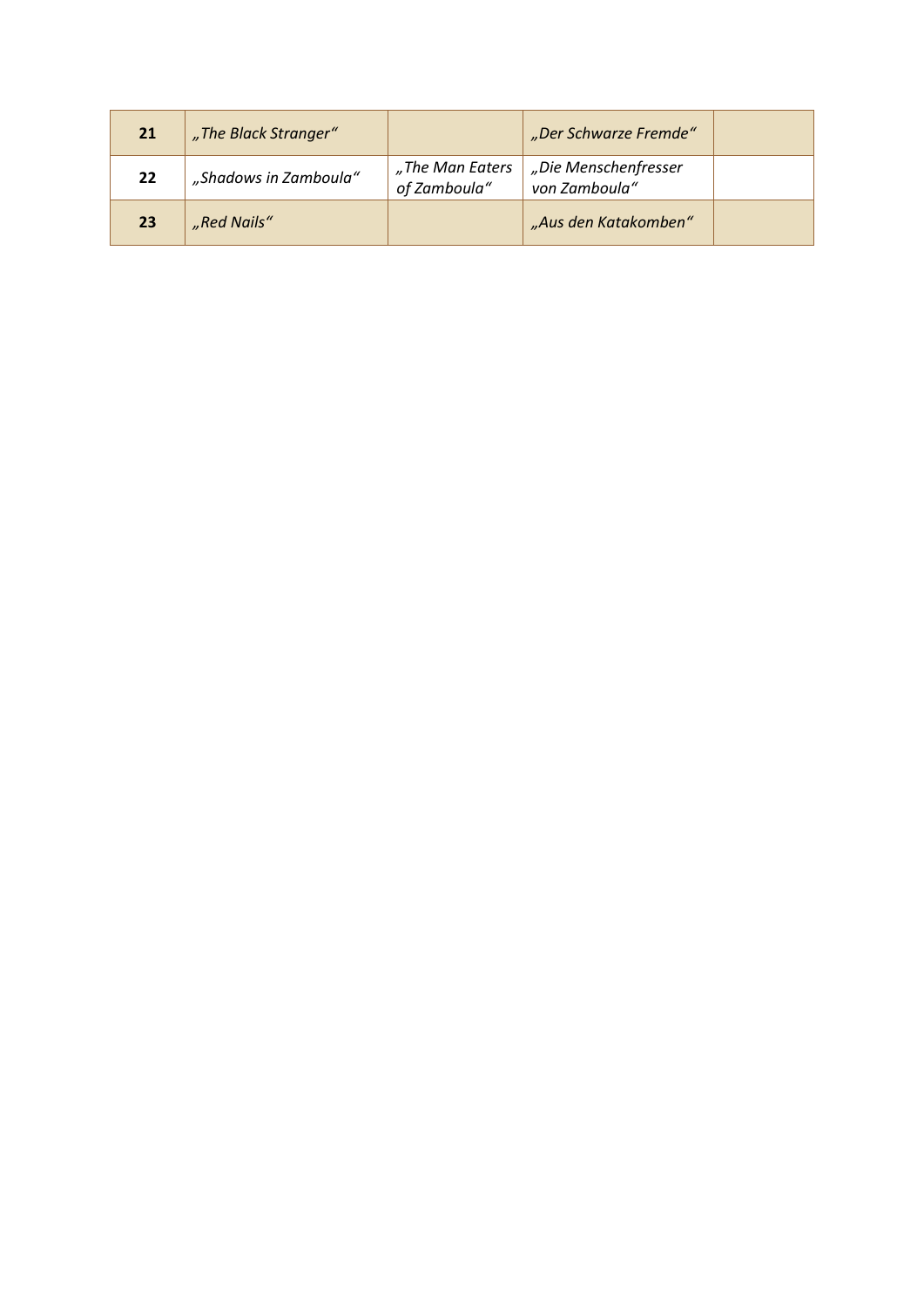| | | | | |
|---|---|---|---|---|
| **21** | *„The Black Stranger“* | | *„Der Schwarze Fremde“* | |
| **22** | *„Shadows in Zamboula“* | *„The Man Eaters of Zamboula“* | *„Die Menschenfresser von Zamboula“* | |
| **23** | *„Red Nails“* | | *„Aus den Katakomben“* | |